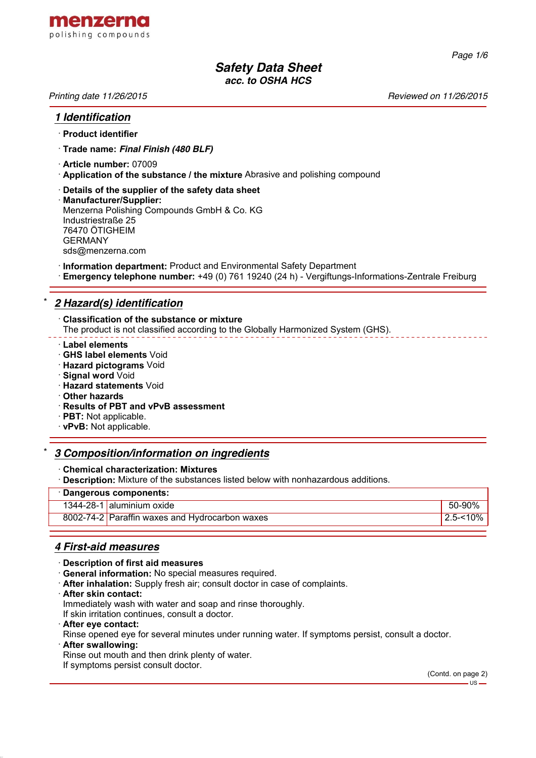menzerna
polishing compounds

# Safety Data Sheet
acc. to OSHA HCS

Printing date 11/26/2015 Reviewed on 11/26/2015

## 1 Identification

· **Product identifier**

· **Trade name:** ***Final Finish (480 BLF)***

· **Article number:** 07009
· **Application of the substance / the mixture** Abrasive and polishing compound

· **Details of the supplier of the safety data sheet**
· **Manufacturer/Supplier:**
Menzerna Polishing Compounds GmbH & Co. KG
Industriestraße 25
76470 ÖTIGHEIM
GERMANY
sds@menzerna.com

· **Information department:** Product and Environmental Safety Department
· **Emergency telephone number:** +49 (0) 761 19240 (24 h) - Vergiftungs-Informations-Zentrale Freiburg

## * 2 Hazard(s) identification

· **Classification of the substance or mixture**
The product is not classified according to the Globally Harmonized System (GHS).

· **Label elements**
· **GHS label elements** Void
· **Hazard pictograms** Void
· **Signal word** Void
· **Hazard statements** Void
· **Other hazards**
· **Results of PBT and vPvB assessment**
· **PBT:** Not applicable.
· **vPvB:** Not applicable.

## * 3 Composition/information on ingredients

· **Chemical characterization: Mixtures**
· **Description:** Mixture of the substances listed below with nonhazardous additions.

| · **Dangerous components:** | | |
|---|---|---|
| 1344-28-1 | aluminium oxide | 50-90% |
| 8002-74-2 | Paraffin waxes and Hydrocarbon waxes | 2.5-<10% |

## 4 First-aid measures

· **Description of first aid measures**
· **General information:** No special measures required.
· **After inhalation:** Supply fresh air; consult doctor in case of complaints.
· **After skin contact:**
Immediately wash with water and soap and rinse thoroughly.
If skin irritation continues, consult a doctor.
· **After eye contact:**
Rinse opened eye for several minutes under running water. If symptoms persist, consult a doctor.
· **After swallowing:**
Rinse out mouth and then drink plenty of water.
If symptoms persist consult doctor.

(Contd. on page 2)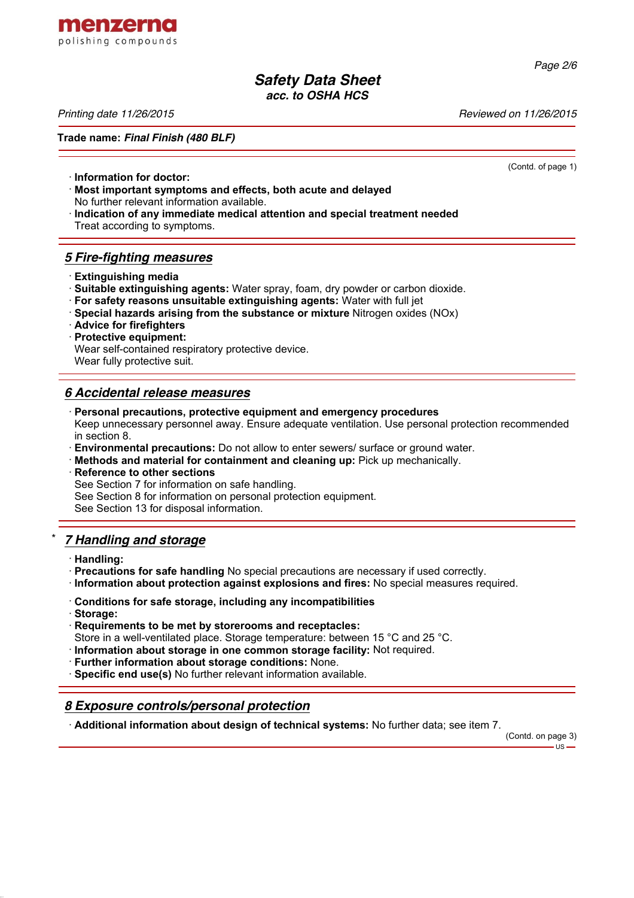(Contd. of page 1)

· **Information for doctor:**
· **Most important symptoms and effects, both acute and delayed**
No further relevant information available.
· **Indication of any immediate medical attention and special treatment needed**
Treat according to symptoms.

## *5 Fire-fighting measures*

· **Extinguishing media**
· **Suitable extinguishing agents:** Water spray, foam, dry powder or carbon dioxide.
· **For safety reasons unsuitable extinguishing agents:** Water with full jet
· **Special hazards arising from the substance or mixture** Nitrogen oxides (NOx)
· **Advice for firefighters**
· **Protective equipment:**
Wear self-contained respiratory protective device.
Wear fully protective suit.

## *6 Accidental release measures*

· **Personal precautions, protective equipment and emergency procedures**
Keep unnecessary personnel away. Ensure adequate ventilation. Use personal protection recommended in section 8.
· **Environmental precautions:** Do not allow to enter sewers/ surface or ground water.
· **Methods and material for containment and cleaning up:** Pick up mechanically.
· **Reference to other sections**
See Section 7 for information on safe handling.
See Section 8 for information on personal protection equipment.
See Section 13 for disposal information.

## * *7 Handling and storage*

· **Handling:**
· **Precautions for safe handling** No special precautions are necessary if used correctly.
· **Information about protection against explosions and fires:** No special measures required.

· **Conditions for safe storage, including any incompatibilities**
· **Storage:**
· **Requirements to be met by storerooms and receptacles:**
Store in a well-ventilated place. Storage temperature: between 15 °C and 25 °C.
· **Information about storage in one common storage facility:** Not required.
· **Further information about storage conditions:** None.
· **Specific end use(s)** No further relevant information available.

## *8 Exposure controls/personal protection*

· **Additional information about design of technical systems:** No further data; see item 7.

(Contd. on page 3)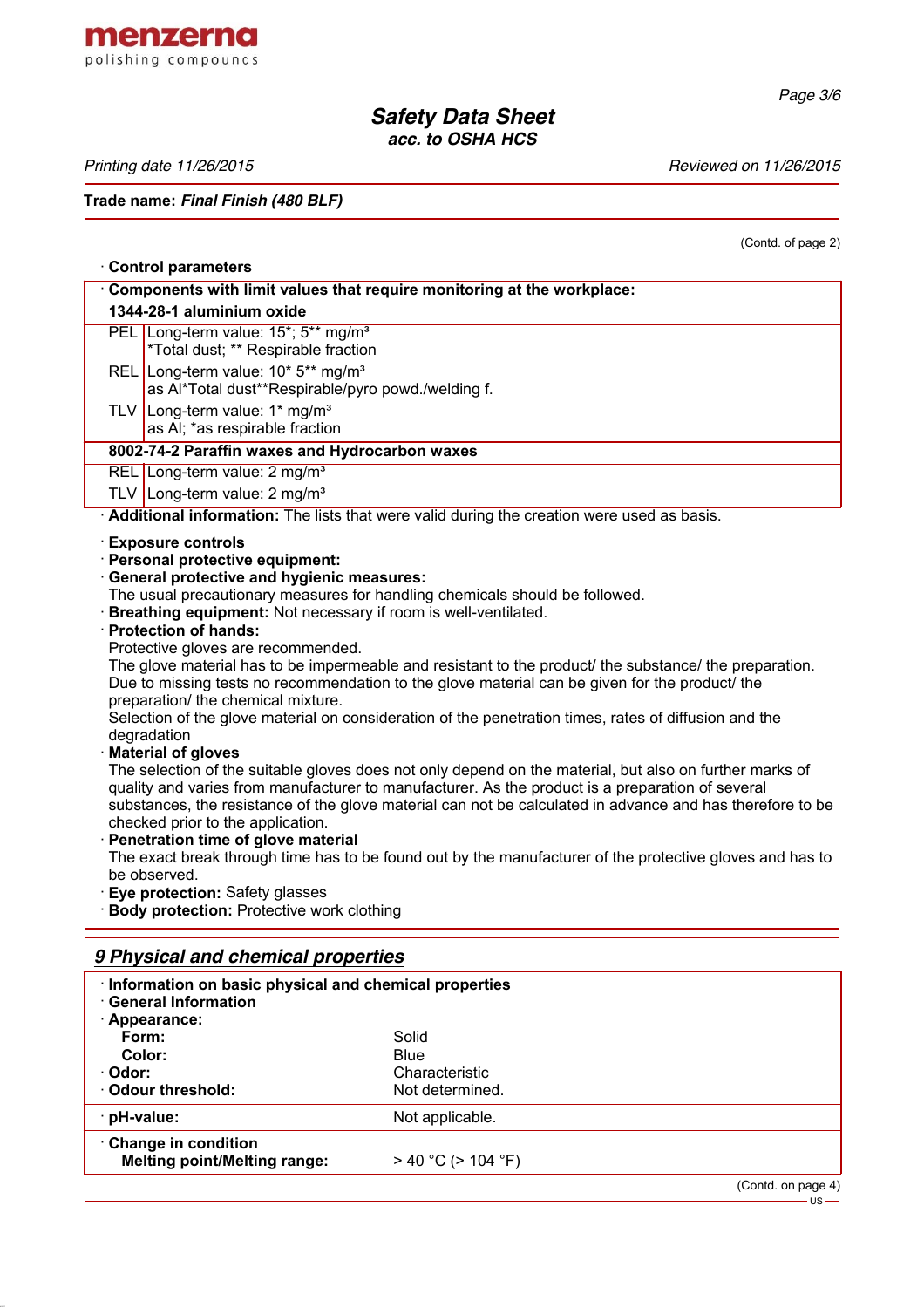(Contd. of page 2)

· **Control parameters**

| · **Components with limit values that require monitoring at the workplace:** | |
|---|---|
| **1344-28-1 aluminium oxide** | |
| PEL | Long-term value: 15*; 5** mg/m³<br>*Total dust; ** Respirable fraction |
| REL | Long-term value: 10* 5** mg/m³<br>as Al*Total dust**Respirable/pyro powd./welding f. |
| TLV | Long-term value: 1* mg/m³<br>as Al; *as respirable fraction |
| **8002-74-2 Paraffin waxes and Hydrocarbon waxes** | |
| REL | Long-term value: 2 mg/m³ |
| TLV | Long-term value: 2 mg/m³ |

· **Additional information:** The lists that were valid during the creation were used as basis.

· **Exposure controls**
· **Personal protective equipment:**
· **General protective and hygienic measures:**
The usual precautionary measures for handling chemicals should be followed.
· **Breathing equipment:** Not necessary if room is well-ventilated.
· **Protection of hands:**
Protective gloves are recommended.
The glove material has to be impermeable and resistant to the product/ the substance/ the preparation.
Due to missing tests no recommendation to the glove material can be given for the product/ the preparation/ the chemical mixture.
Selection of the glove material on consideration of the penetration times, rates of diffusion and the degradation
· **Material of gloves**
The selection of the suitable gloves does not only depend on the material, but also on further marks of quality and varies from manufacturer to manufacturer. As the product is a preparation of several substances, the resistance of the glove material can not be calculated in advance and has therefore to be checked prior to the application.
· **Penetration time of glove material**
The exact break through time has to be found out by the manufacturer of the protective gloves and has to be observed.
· **Eye protection:** Safety glasses
· **Body protection:** Protective work clothing

## 9 Physical and chemical properties

| · **Information on basic physical and chemical properties** | |
|---|---|
| · **General Information** | |
| · **Appearance:** | |
| **Form:** | Solid |
| **Color:** | Blue |
| · **Odor:** | Characteristic |
| · **Odour threshold:** | Not determined. |
| · **pH-value:** | Not applicable. |
| · **Change in condition** | |
| **Melting point/Melting range:** | > 40 °C (> 104 °F) |

(Contd. on page 4)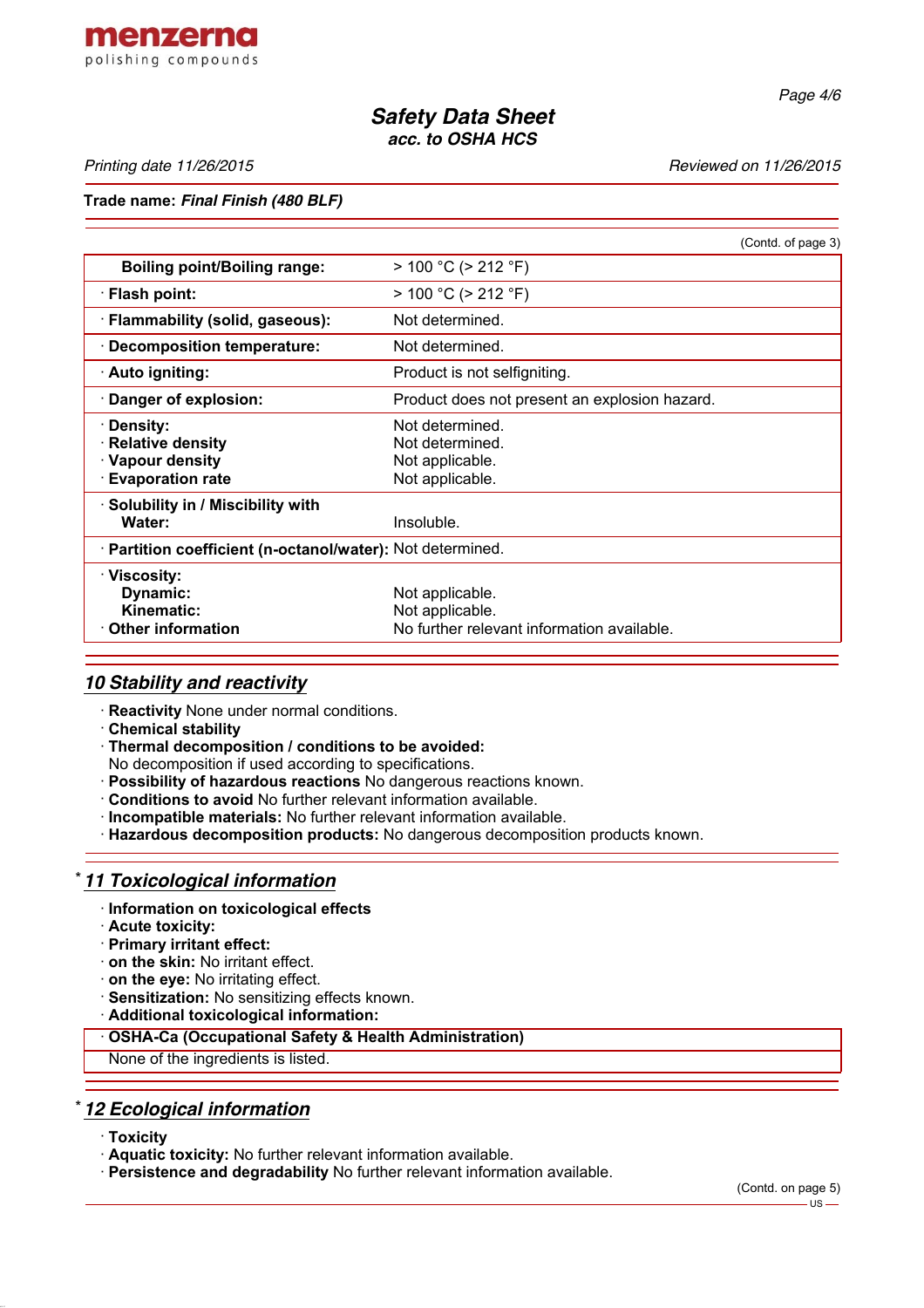**Trade name: *Final Finish (480 BLF)***

(Contd. of page 3)

| | |
|---|---|
| **Boiling point/Boiling range:** | > 100 °C (> 212 °F) |
| · **Flash point:** | > 100 °C (> 212 °F) |
| · **Flammability (solid, gaseous):** | Not determined. |
| · **Decomposition temperature:** | Not determined. |
| · **Auto igniting:** | Product is not selfigniting. |
| · **Danger of explosion:** | Product does not present an explosion hazard. |
| · **Density:** | Not determined. |
| · **Relative density** | Not determined. |
| · **Vapour density** | Not applicable. |
| · **Evaporation rate** | Not applicable. |
| · **Solubility in / Miscibility with Water:** | Insoluble. |
| · **Partition coefficient (n-octanol/water):** | Not determined. |
| · **Viscosity:** | |
| **Dynamic:** | Not applicable. |
| **Kinematic:** | Not applicable. |
| · **Other information** | No further relevant information available. |

## *10 Stability and reactivity*

· **Reactivity** None under normal conditions.
· **Chemical stability**
· **Thermal decomposition / conditions to be avoided:**
No decomposition if used according to specifications.
· **Possibility of hazardous reactions** No dangerous reactions known.
· **Conditions to avoid** No further relevant information available.
· **Incompatible materials:** No further relevant information available.
· **Hazardous decomposition products:** No dangerous decomposition products known.

## * *11 Toxicological information*

· **Information on toxicological effects**
· **Acute toxicity:**
· **Primary irritant effect:**
· **on the skin:** No irritant effect.
· **on the eye:** No irritating effect.
· **Sensitization:** No sensitizing effects known.
· **Additional toxicological information:**

| · **OSHA-Ca (Occupational Safety & Health Administration)** |
|---|
| None of the ingredients is listed. |

## * *12 Ecological information*

· **Toxicity**
· **Aquatic toxicity:** No further relevant information available.
· **Persistence and degradability** No further relevant information available.

(Contd. on page 5)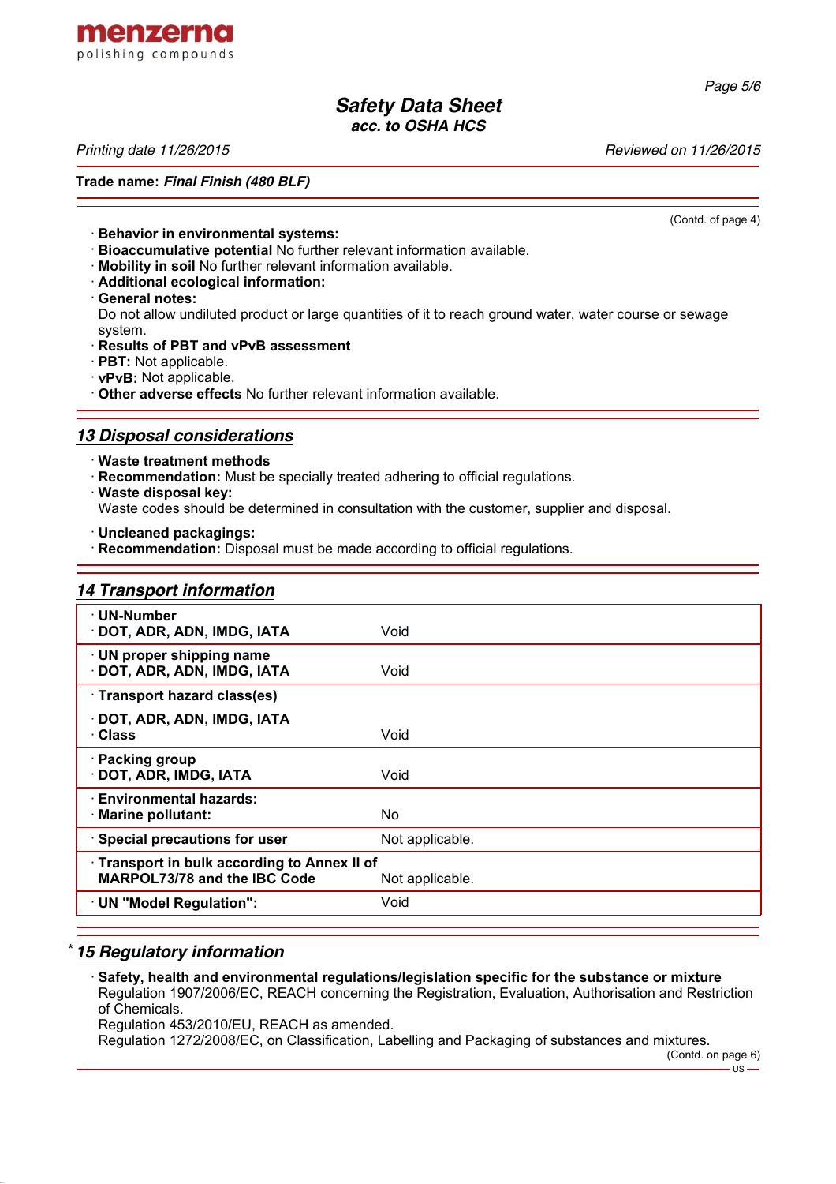(Contd. of page 4)

- **Behavior in environmental systems:**
- **Bioaccumulative potential** No further relevant information available.
- **Mobility in soil** No further relevant information available.
- **Additional ecological information:**
- **General notes:**
  Do not allow undiluted product or large quantities of it to reach ground water, water course or sewage system.
- **Results of PBT and vPvB assessment**
- **PBT:** Not applicable.
- **vPvB:** Not applicable.
- **Other adverse effects** No further relevant information available.

## *13 Disposal considerations*

- **Waste treatment methods**
- **Recommendation:** Must be specially treated adhering to official regulations.
- **Waste disposal key:**
  Waste codes should be determined in consultation with the customer, supplier and disposal.

- **Uncleaned packagings:**
- **Recommendation:** Disposal must be made according to official regulations.

## *14 Transport information*

| | |
|---|---|
| **· UN-Number**<br>**· DOT, ADR, ADN, IMDG, IATA** | Void |
| **· UN proper shipping name**<br>**· DOT, ADR, ADN, IMDG, IATA** | Void |
| **· Transport hazard class(es)**<br>**· DOT, ADR, ADN, IMDG, IATA**<br>**· Class** | Void |
| **· Packing group**<br>**· DOT, ADR, IMDG, IATA** | Void |
| **· Environmental hazards:**<br>**· Marine pollutant:** | No |
| **· Special precautions for user** | Not applicable. |
| **· Transport in bulk according to Annex II of MARPOL73/78 and the IBC Code** | Not applicable. |
| **· UN "Model Regulation":** | Void |

## * *15 Regulatory information*

- **Safety, health and environmental regulations/legislation specific for the substance or mixture**
  Regulation 1907/2006/EC, REACH concerning the Registration, Evaluation, Authorisation and Restriction of Chemicals.
  Regulation 453/2010/EU, REACH as amended.
  Regulation 1272/2008/EC, on Classification, Labelling and Packaging of substances and mixtures.

(Contd. on page 6)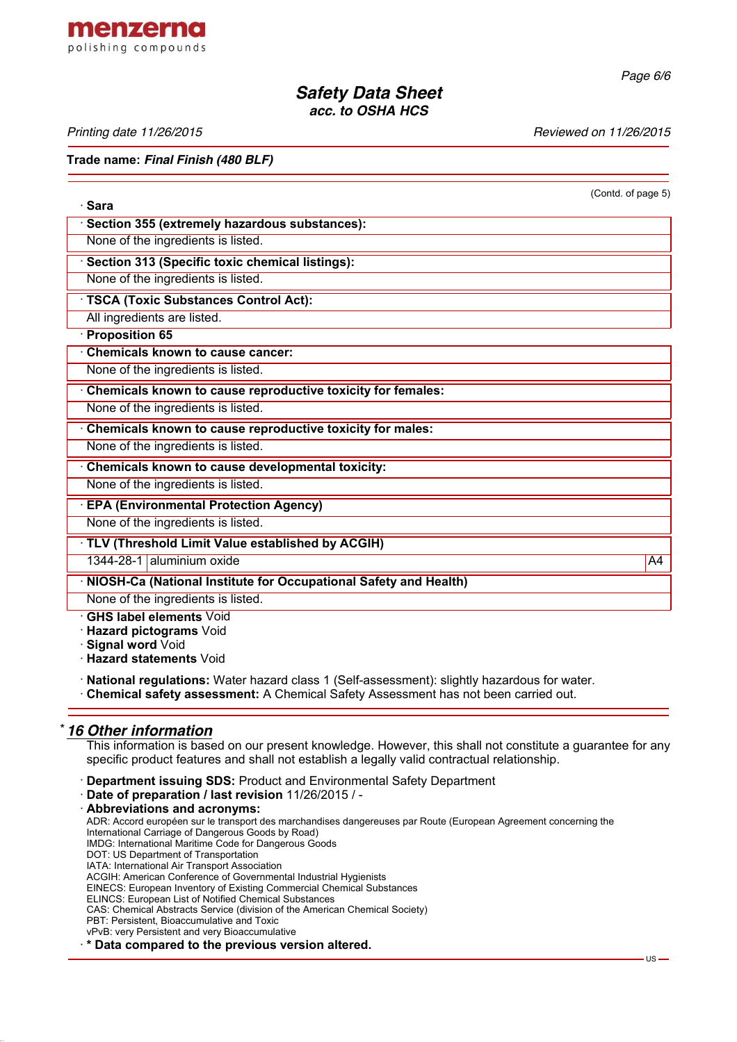(Contd. of page 5)

· **Sara**

· **Section 355 (extremely hazardous substances):**

None of the ingredients is listed.

· **Section 313 (Specific toxic chemical listings):**

None of the ingredients is listed.

· **TSCA (Toxic Substances Control Act):**

All ingredients are listed.

· **Proposition 65**

· **Chemicals known to cause cancer:**

None of the ingredients is listed.

· **Chemicals known to cause reproductive toxicity for females:**

None of the ingredients is listed.

· **Chemicals known to cause reproductive toxicity for males:**

None of the ingredients is listed.

· **Chemicals known to cause developmental toxicity:**

None of the ingredients is listed.

· **EPA (Environmental Protection Agency)**

None of the ingredients is listed.

· **TLV (Threshold Limit Value established by ACGIH)**

| | | |
|---|---|---|
| 1344-28-1 | aluminium oxide | A4 |

· **NIOSH-Ca (National Institute for Occupational Safety and Health)**

None of the ingredients is listed.

· **GHS label elements** Void
· **Hazard pictograms** Void
· **Signal word** Void
· **Hazard statements** Void

· **National regulations:** Water hazard class 1 (Self-assessment): slightly hazardous for water.
· **Chemical safety assessment:** A Chemical Safety Assessment has not been carried out.

## * *16 Other information*

This information is based on our present knowledge. However, this shall not constitute a guarantee for any specific product features and shall not establish a legally valid contractual relationship.

· **Department issuing SDS:** Product and Environmental Safety Department
· **Date of preparation / last revision** 11/26/2015 / -
· **Abbreviations and acronyms:**

ADR: Accord européen sur le transport des marchandises dangereuses par Route (European Agreement concerning the International Carriage of Dangerous Goods by Road)
IMDG: International Maritime Code for Dangerous Goods
DOT: US Department of Transportation
IATA: International Air Transport Association
ACGIH: American Conference of Governmental Industrial Hygienists
EINECS: European Inventory of Existing Commercial Chemical Substances
ELINCS: European List of Notified Chemical Substances
CAS: Chemical Abstracts Service (division of the American Chemical Society)
PBT: Persistent, Bioaccumulative and Toxic
vPvB: very Persistent and very Bioaccumulative

· **\* Data compared to the previous version altered.**